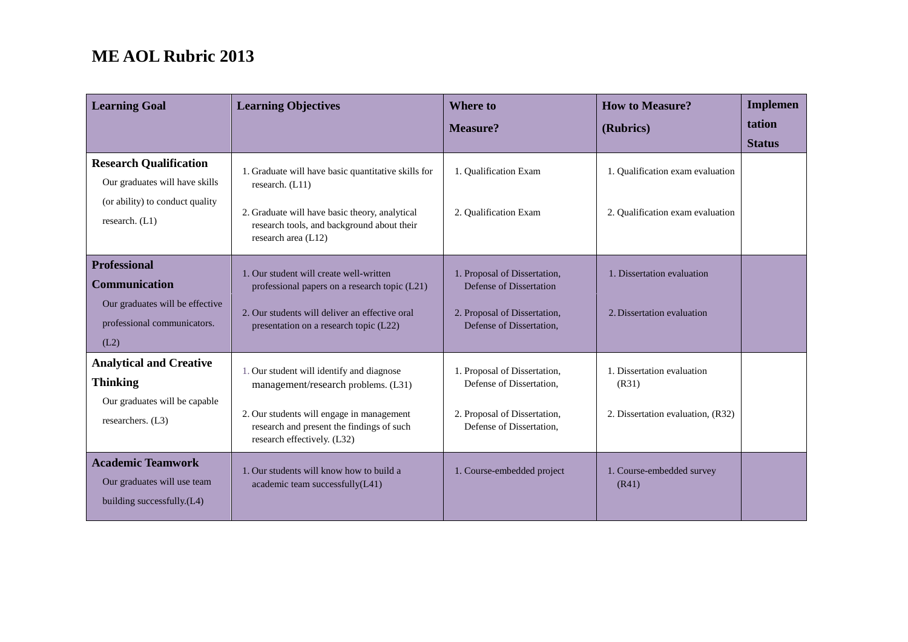# ME AOL Rubric 2013

| Learning Goal | Learning Objectives | Where to Measure? | How to Measure? (Rubrics) | Implementation Status |
|---|---|---|---|---|
| **Research Qualification**<br>Our graduates will have skills (or ability) to conduct quality research. (L1) | 1. Graduate will have basic quantitative skills for research. (L11)<br>2. Graduate will have basic theory, analytical research tools, and background about their research area (L12) | 1. Qualification Exam<br>2. Qualification Exam | 1. Qualification exam evaluation<br>2. Qualification exam evaluation | |
| **Professional Communication**<br>Our graduates will be effective professional communicators. (L2) | 1. Our student will create well-written professional papers on a research topic (L21)<br>2. Our students will deliver an effective oral presentation on a research topic (L22) | 1. Proposal of Dissertation, Defense of Dissertation<br>2. Proposal of Dissertation, Defense of Dissertation, | 1. Dissertation evaluation<br>2. Dissertation evaluation | |
| **Analytical and Creative Thinking**<br>Our graduates will be capable researchers. (L3) | 1. Our student will identify and diagnose management/research problems. (L31)<br>2. Our students will engage in management research and present the findings of such research effectively. (L32) | 1. Proposal of Dissertation, Defense of Dissertation,<br>2. Proposal of Dissertation, Defense of Dissertation, | 1. Dissertation evaluation (R31)<br>2. Dissertation evaluation, (R32) | |
| **Academic Teamwork**<br>Our graduates will use team building successfully.(L4) | 1. Our students will know how to build a academic team successfully(L41) | 1. Course-embedded project | 1. Course-embedded survey (R41) | |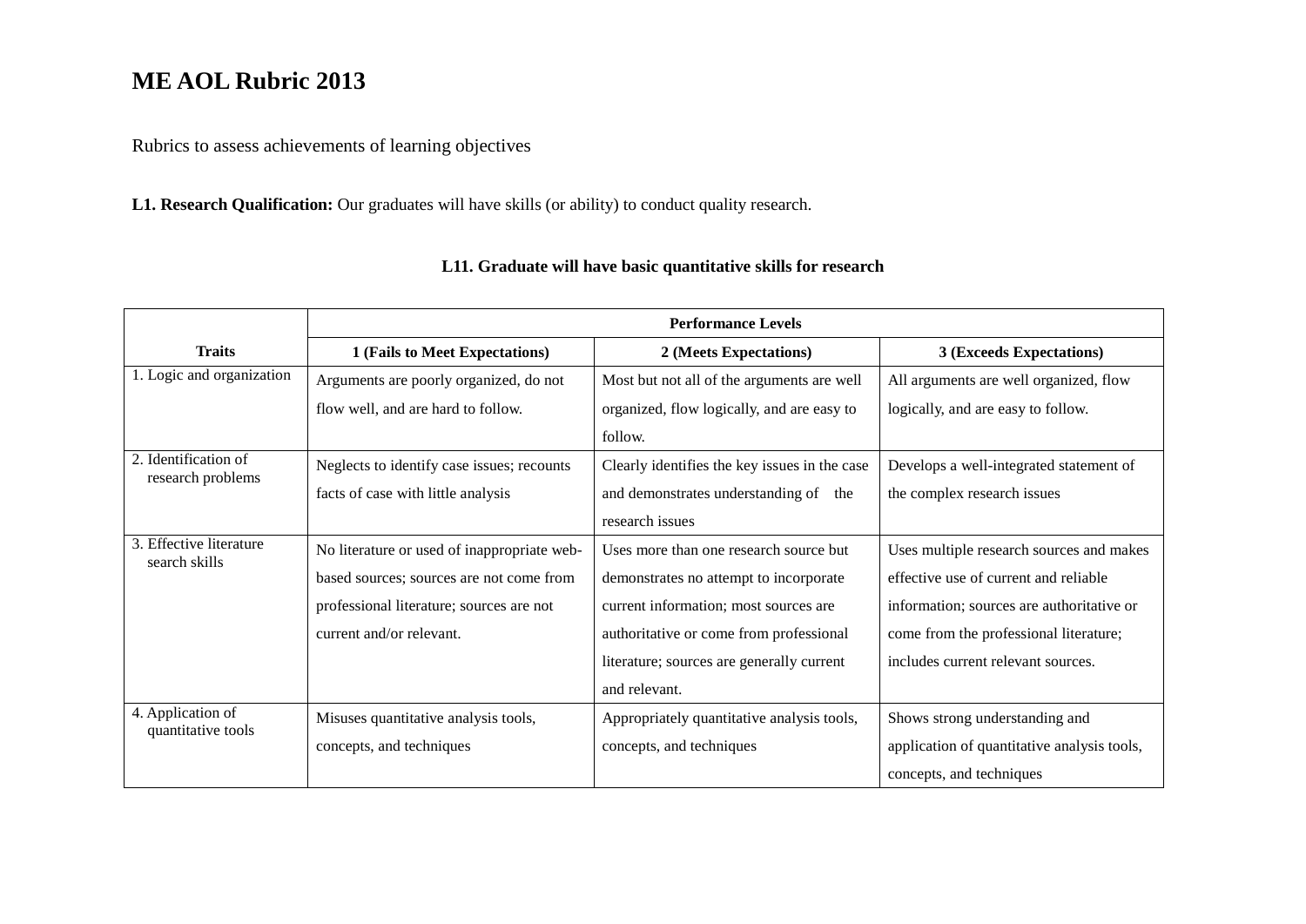# ME AOL Rubric 2013

Rubrics to assess achievements of learning objectives

**L1. Research Qualification:** Our graduates will have skills (or ability) to conduct quality research.

### L11. Graduate will have basic quantitative skills for research

| Traits | Performance Levels | | |
|---|---|---|---|
| | **1 (Fails to Meet Expectations)** | **2 (Meets Expectations)** | **3 (Exceeds Expectations)** |
| 1. Logic and organization | Arguments are poorly organized, do not flow well, and are hard to follow. | Most but not all of the arguments are well organized, flow logically, and are easy to follow. | All arguments are well organized, flow logically, and are easy to follow. |
| 2. Identification of research problems | Neglects to identify case issues; recounts facts of case with little analysis | Clearly identifies the key issues in the case and demonstrates understanding of the research issues | Develops a well-integrated statement of the complex research issues |
| 3. Effective literature search skills | No literature or used of inappropriate web-based sources; sources are not come from professional literature; sources are not current and/or relevant. | Uses more than one research source but demonstrates no attempt to incorporate current information; most sources are authoritative or come from professional literature; sources are generally current and relevant. | Uses multiple research sources and makes effective use of current and reliable information; sources are authoritative or come from the professional literature; includes current relevant sources. |
| 4. Application of quantitative tools | Misuses quantitative analysis tools, concepts, and techniques | Appropriately quantitative analysis tools, concepts, and techniques | Shows strong understanding and application of quantitative analysis tools, concepts, and techniques |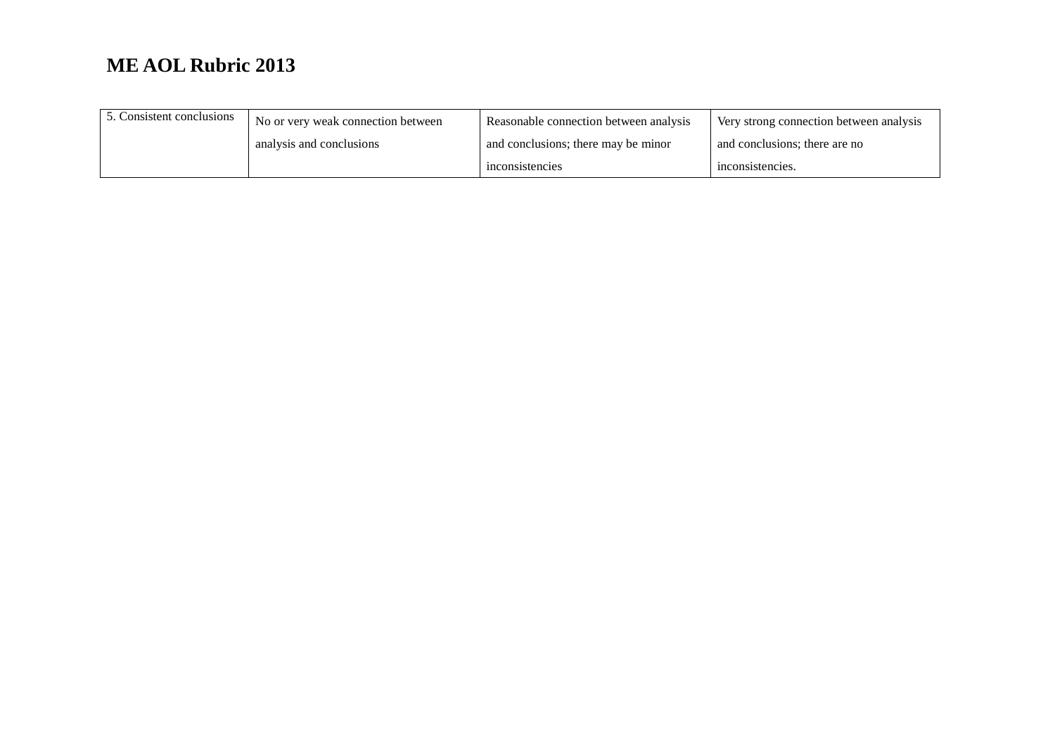# ME AOL Rubric 2013

| | | | |
|---|---|---|---|
| 5. Consistent conclusions | No or very weak connection between analysis and conclusions | Reasonable connection between analysis and conclusions; there may be minor inconsistencies | Very strong connection between analysis and conclusions; there are no inconsistencies. |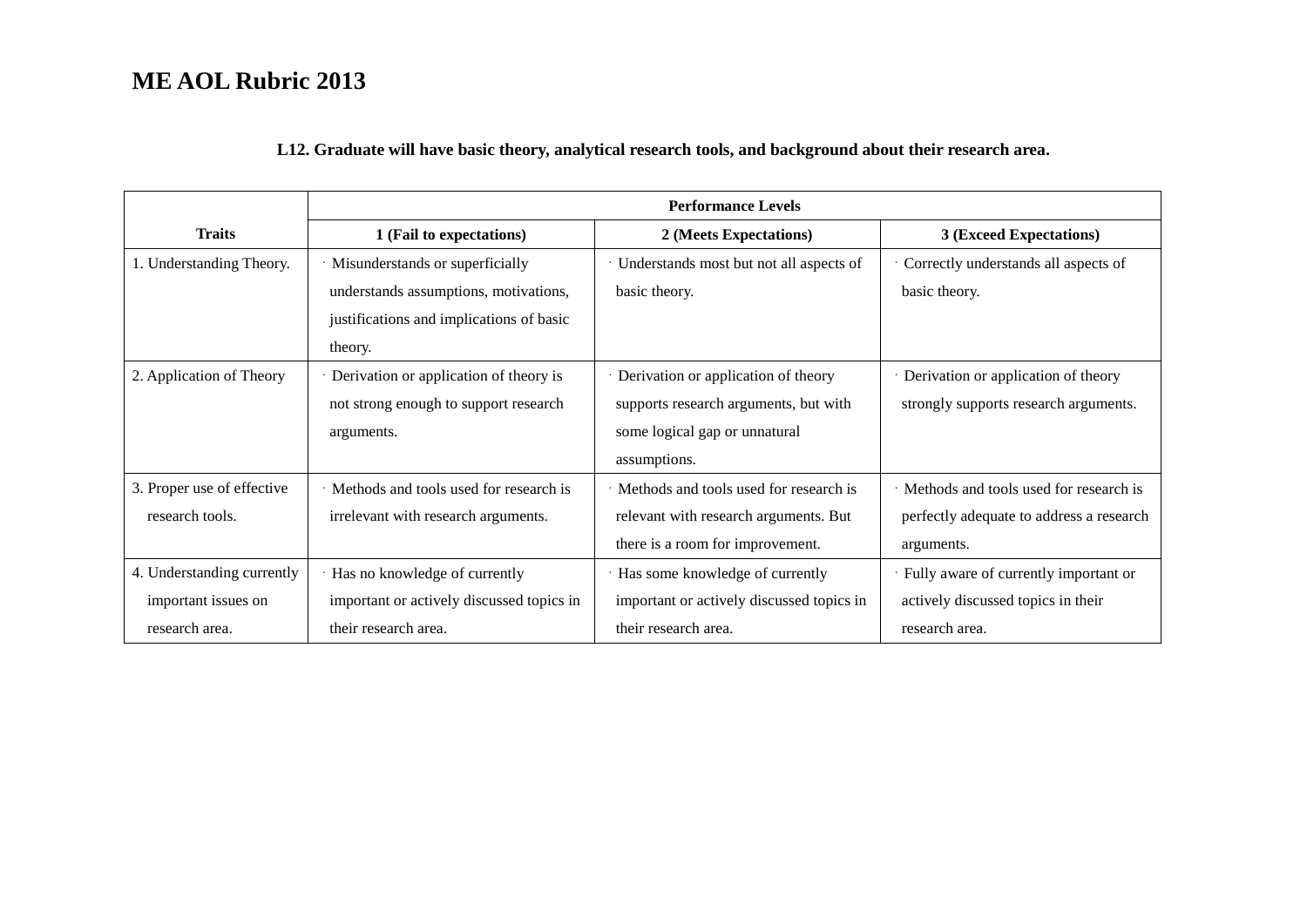# ME AOL Rubric 2013

**L12. Graduate will have basic theory, analytical research tools, and background about their research area.**

| Traits | Performance Levels | | |
|---|---|---|---|
| | **1 (Fail to expectations)** | **2 (Meets Expectations)** | **3 (Exceed Expectations)** |
| 1. Understanding Theory. | · Misunderstands or superficially understands assumptions, motivations, justifications and implications of basic theory. | · Understands most but not all aspects of basic theory. | · Correctly understands all aspects of basic theory. |
| 2. Application of Theory | · Derivation or application of theory is not strong enough to support research arguments. | · Derivation or application of theory supports research arguments, but with some logical gap or unnatural assumptions. | · Derivation or application of theory strongly supports research arguments. |
| 3. Proper use of effective research tools. | · Methods and tools used for research is irrelevant with research arguments. | · Methods and tools used for research is relevant with research arguments. But there is a room for improvement. | · Methods and tools used for research is perfectly adequate to address a research arguments. |
| 4. Understanding currently important issues on research area. | · Has no knowledge of currently important or actively discussed topics in their research area. | · Has some knowledge of currently important or actively discussed topics in their research area. | · Fully aware of currently important or actively discussed topics in their research area. |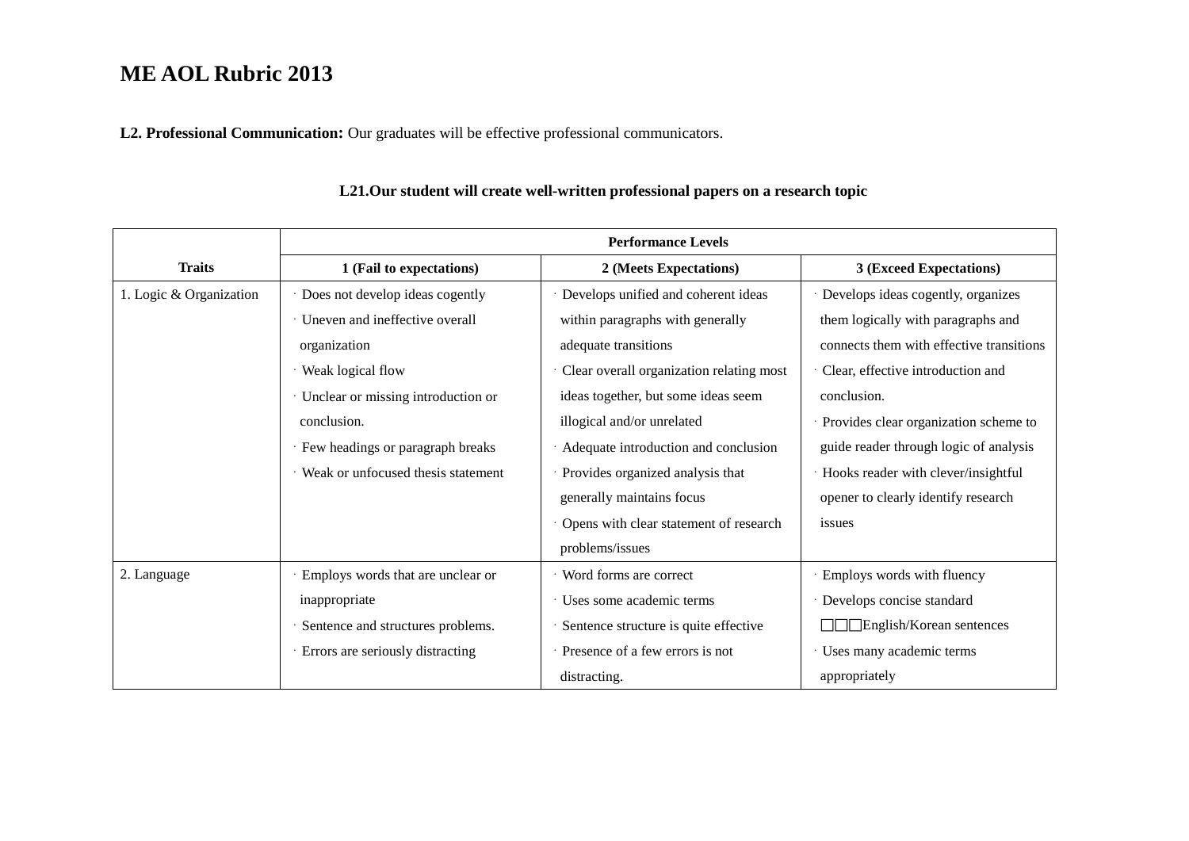# ME AOL Rubric 2013

**L2. Professional Communication:** Our graduates will be effective professional communicators.

**L21.Our student will create well-written professional papers on a research topic**

| Traits | Performance Levels | | |
|---|---|---|---|
| | **1 (Fail to expectations)** | **2 (Meets Expectations)** | **3 (Exceed Expectations)** |
| 1. Logic & Organization | · Does not develop ideas cogently<br>· Uneven and ineffective overall organization<br>· Weak logical flow<br>· Unclear or missing introduction or conclusion.<br>· Few headings or paragraph breaks<br>· Weak or unfocused thesis statement | · Develops unified and coherent ideas within paragraphs with generally adequate transitions<br>· Clear overall organization relating most ideas together, but some ideas seem illogical and/or unrelated<br>· Adequate introduction and conclusion<br>· Provides organized analysis that generally maintains focus<br>· Opens with clear statement of research problems/issues | · Develops ideas cogently, organizes them logically with paragraphs and connects them with effective transitions<br>· Clear, effective introduction and conclusion.<br>· Provides clear organization scheme to guide reader through logic of analysis<br>· Hooks reader with clever/insightful opener to clearly identify research issues |
| 2. Language | · Employs words that are unclear or inappropriate<br>· Sentence and structures problems.<br>· Errors are seriously distracting | · Word forms are correct<br>· Uses some academic terms<br>· Sentence structure is quite effective<br>· Presence of a few errors is not distracting. | · Employs words with fluency<br>· Develops concise standard □□□English/Korean sentences<br>· Uses many academic terms appropriately |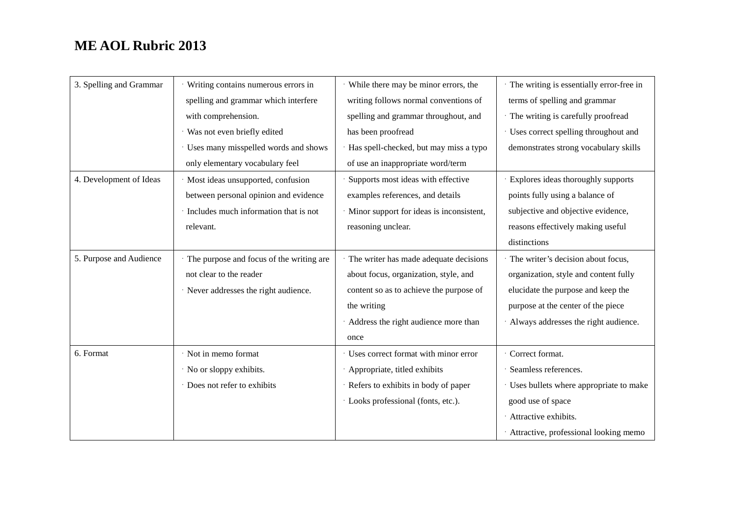# ME AOL Rubric 2013

| | | | |
|---|---|---|---|
| 3. Spelling and Grammar | · Writing contains numerous errors in spelling and grammar which interfere with comprehension.<br>· Was not even briefly edited<br>· Uses many misspelled words and shows only elementary vocabulary feel | · While there may be minor errors, the writing follows normal conventions of spelling and grammar throughout, and has been proofread<br>· Has spell-checked, but may miss a typo of use an inappropriate word/term | · The writing is essentially error-free in terms of spelling and grammar<br>· The writing is carefully proofread<br>· Uses correct spelling throughout and demonstrates strong vocabulary skills |
| 4. Development of Ideas | · Most ideas unsupported, confusion between personal opinion and evidence<br>· Includes much information that is not relevant. | · Supports most ideas with effective examples references, and details<br>· Minor support for ideas is inconsistent, reasoning unclear. | · Explores ideas thoroughly supports points fully using a balance of subjective and objective evidence, reasons effectively making useful distinctions |
| 5. Purpose and Audience | · The purpose and focus of the writing are not clear to the reader<br>· Never addresses the right audience. | · The writer has made adequate decisions about focus, organization, style, and content so as to achieve the purpose of the writing<br>· Address the right audience more than once | · The writer's decision about focus, organization, style and content fully elucidate the purpose and keep the purpose at the center of the piece<br>· Always addresses the right audience. |
| 6. Format | · Not in memo format<br>· No or sloppy exhibits.<br>· Does not refer to exhibits | · Uses correct format with minor error<br>· Appropriate, titled exhibits<br>· Refers to exhibits in body of paper<br>· Looks professional (fonts, etc.). | · Correct format.<br>· Seamless references.<br>· Uses bullets where appropriate to make good use of space<br>· Attractive exhibits.<br>· Attractive, professional looking memo |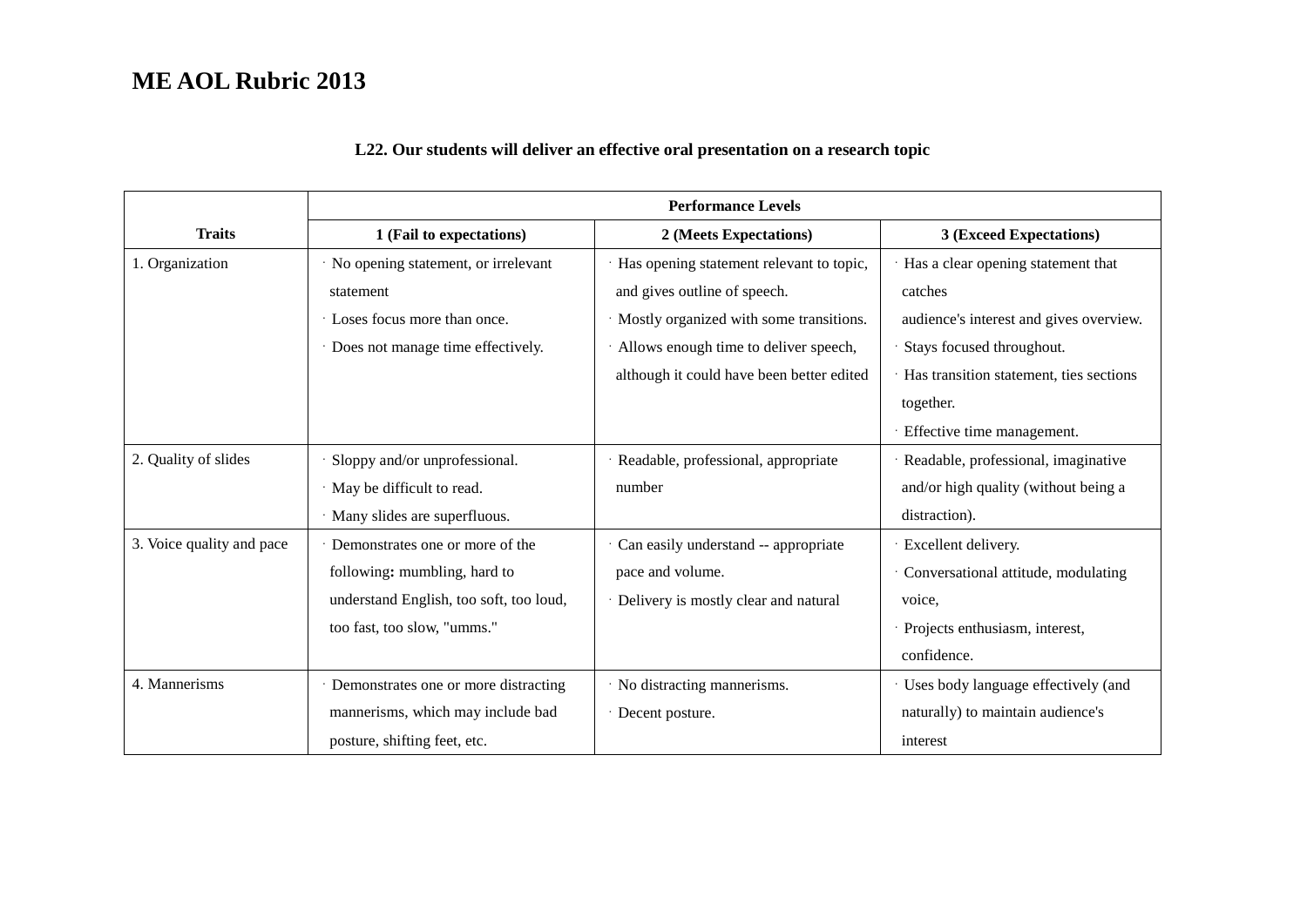# ME AOL Rubric 2013

**L22. Our students will deliver an effective oral presentation on a research topic**

| Traits | Performance Levels | | |
|---|---|---|---|
| | **1 (Fail to expectations)** | **2 (Meets Expectations)** | **3 (Exceed Expectations)** |
| 1. Organization | · No opening statement, or irrelevant statement<br>· Loses focus more than once.<br>· Does not manage time effectively. | · Has opening statement relevant to topic, and gives outline of speech.<br>· Mostly organized with some transitions.<br>· Allows enough time to deliver speech, although it could have been better edited | · Has a clear opening statement that catches audience's interest and gives overview.<br>· Stays focused throughout.<br>· Has transition statement, ties sections together.<br>· Effective time management. |
| 2. Quality of slides | · Sloppy and/or unprofessional.<br>· May be difficult to read.<br>· Many slides are superfluous. | · Readable, professional, appropriate number | · Readable, professional, imaginative and/or high quality (without being a distraction). |
| 3. Voice quality and pace | · Demonstrates one or more of the following**:** mumbling, hard to understand English, too soft, too loud, too fast, too slow, "umms." | · Can easily understand -- appropriate pace and volume.<br>· Delivery is mostly clear and natural | · Excellent delivery.<br>· Conversational attitude, modulating voice,<br>· Projects enthusiasm, interest, confidence. |
| 4. Mannerisms | · Demonstrates one or more distracting mannerisms, which may include bad posture, shifting feet, etc. | · No distracting mannerisms.<br>· Decent posture. | · Uses body language effectively (and naturally) to maintain audience's interest |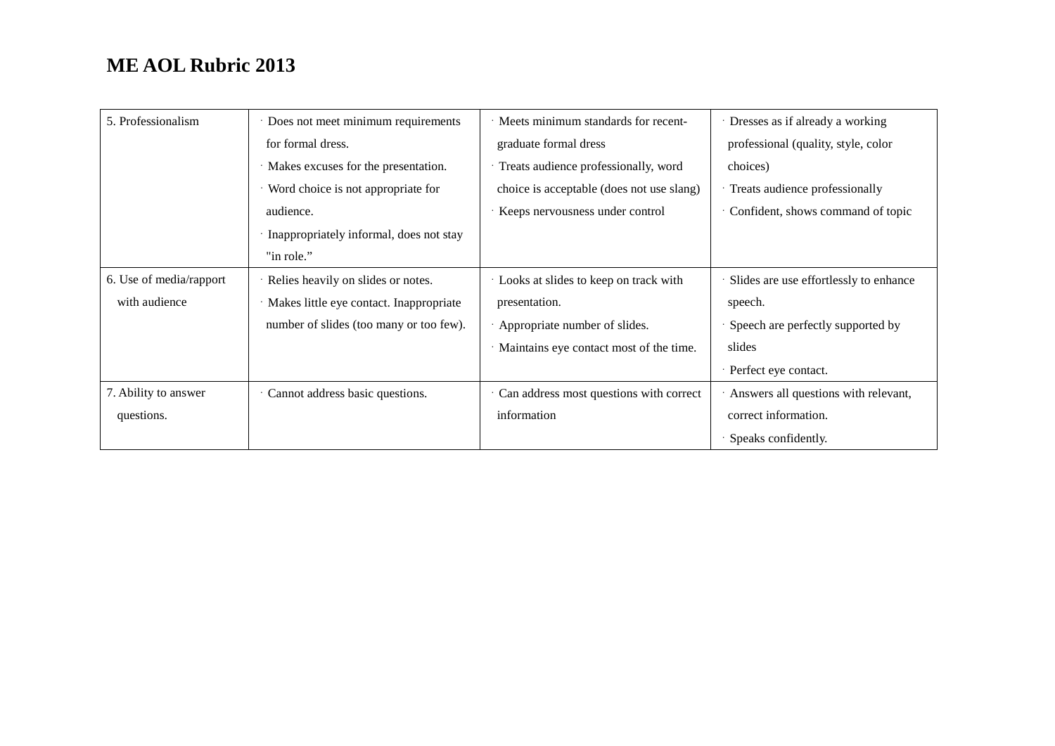## ME AOL Rubric 2013

| | | | |
|---|---|---|---|
| 5. Professionalism | · Does not meet minimum requirements for formal dress.<br>· Makes excuses for the presentation.<br>· Word choice is not appropriate for audience.<br>· Inappropriately informal, does not stay "in role." | · Meets minimum standards for recent-graduate formal dress<br>· Treats audience professionally, word choice is acceptable (does not use slang)<br>· Keeps nervousness under control | · Dresses as if already a working professional (quality, style, color choices)<br>· Treats audience professionally<br>· Confident, shows command of topic |
| 6. Use of media/rapport with audience | · Relies heavily on slides or notes.<br>· Makes little eye contact. Inappropriate number of slides (too many or too few). | · Looks at slides to keep on track with presentation.<br>· Appropriate number of slides.<br>· Maintains eye contact most of the time. | · Slides are use effortlessly to enhance speech.<br>· Speech are perfectly supported by slides<br>· Perfect eye contact. |
| 7. Ability to answer questions. | · Cannot address basic questions. | · Can address most questions with correct information | · Answers all questions with relevant, correct information.<br>· Speaks confidently. |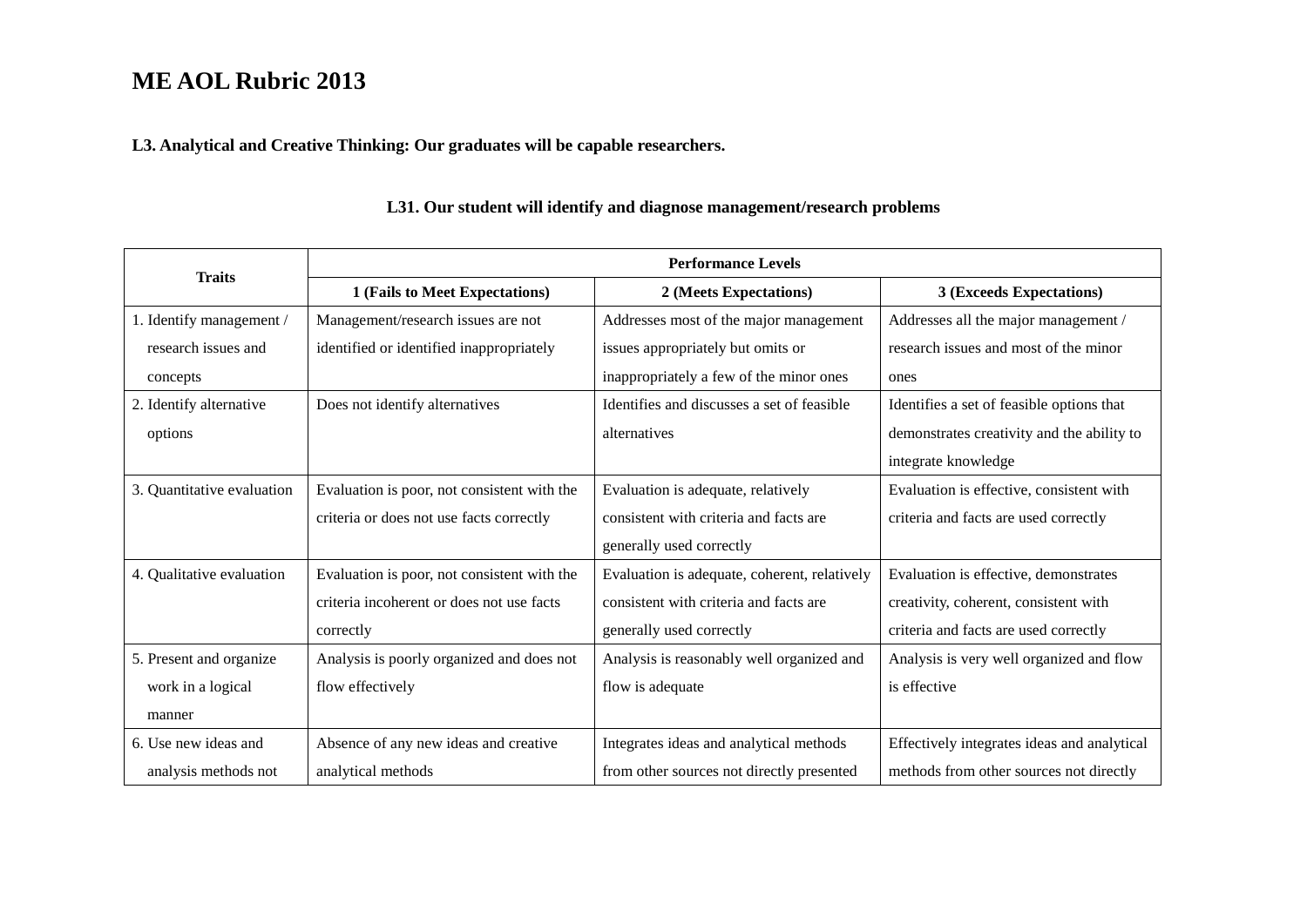# ME AOL Rubric 2013

**L3. Analytical and Creative Thinking: Our graduates will be capable researchers.**

**L31. Our student will identify and diagnose management/research problems**

| Traits | Performance Levels | | |
|---|---|---|---|
| | **1 (Fails to Meet Expectations)** | **2 (Meets Expectations)** | **3 (Exceeds Expectations)** |
| 1. Identify management / research issues and concepts | Management/research issues are not identified or identified inappropriately | Addresses most of the major management issues appropriately but omits or inappropriately a few of the minor ones | Addresses all the major management / research issues and most of the minor ones |
| 2. Identify alternative options | Does not identify alternatives | Identifies and discusses a set of feasible alternatives | Identifies a set of feasible options that demonstrates creativity and the ability to integrate knowledge |
| 3. Quantitative evaluation | Evaluation is poor, not consistent with the criteria or does not use facts correctly | Evaluation is adequate, relatively consistent with criteria and facts are generally used correctly | Evaluation is effective, consistent with criteria and facts are used correctly |
| 4. Qualitative evaluation | Evaluation is poor, not consistent with the criteria incoherent or does not use facts correctly | Evaluation is adequate, coherent, relatively consistent with criteria and facts are generally used correctly | Evaluation is effective, demonstrates creativity, coherent, consistent with criteria and facts are used correctly |
| 5. Present and organize work in a logical manner | Analysis is poorly organized and does not flow effectively | Analysis is reasonably well organized and flow is adequate | Analysis is very well organized and flow is effective |
| 6. Use new ideas and analysis methods not | Absence of any new ideas and creative analytical methods | Integrates ideas and analytical methods from other sources not directly presented | Effectively integrates ideas and analytical methods from other sources not directly |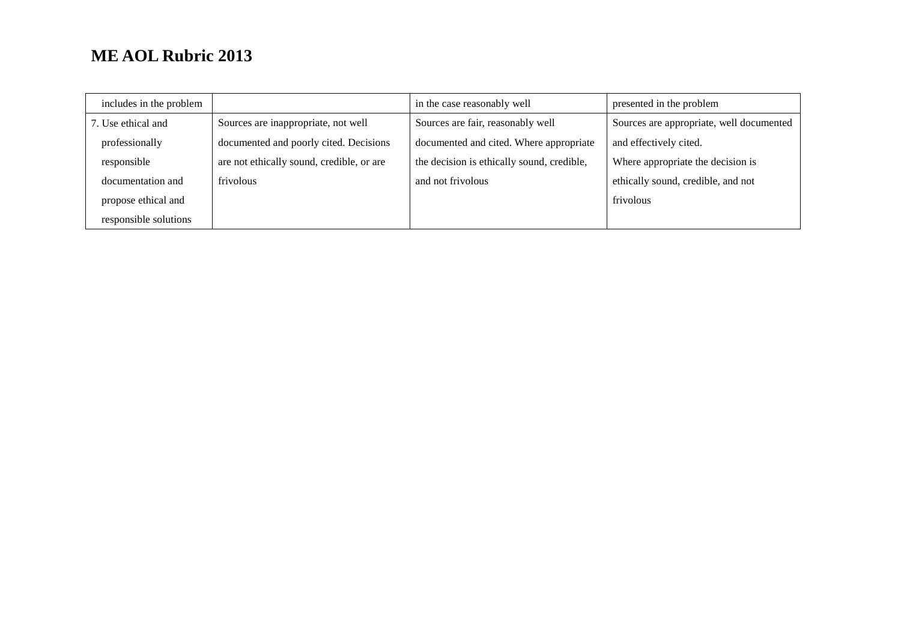# ME AOL Rubric 2013

| includes in the problem | | in the case reasonably well | presented in the problem |
|---|---|---|---|
| 7. Use ethical and professionally responsible documentation and propose ethical and responsible solutions | Sources are inappropriate, not well documented and poorly cited. Decisions are not ethically sound, credible, or are frivolous | Sources are fair, reasonably well documented and cited. Where appropriate the decision is ethically sound, credible, and not frivolous | Sources are appropriate, well documented and effectively cited. Where appropriate the decision is ethically sound, credible, and not frivolous |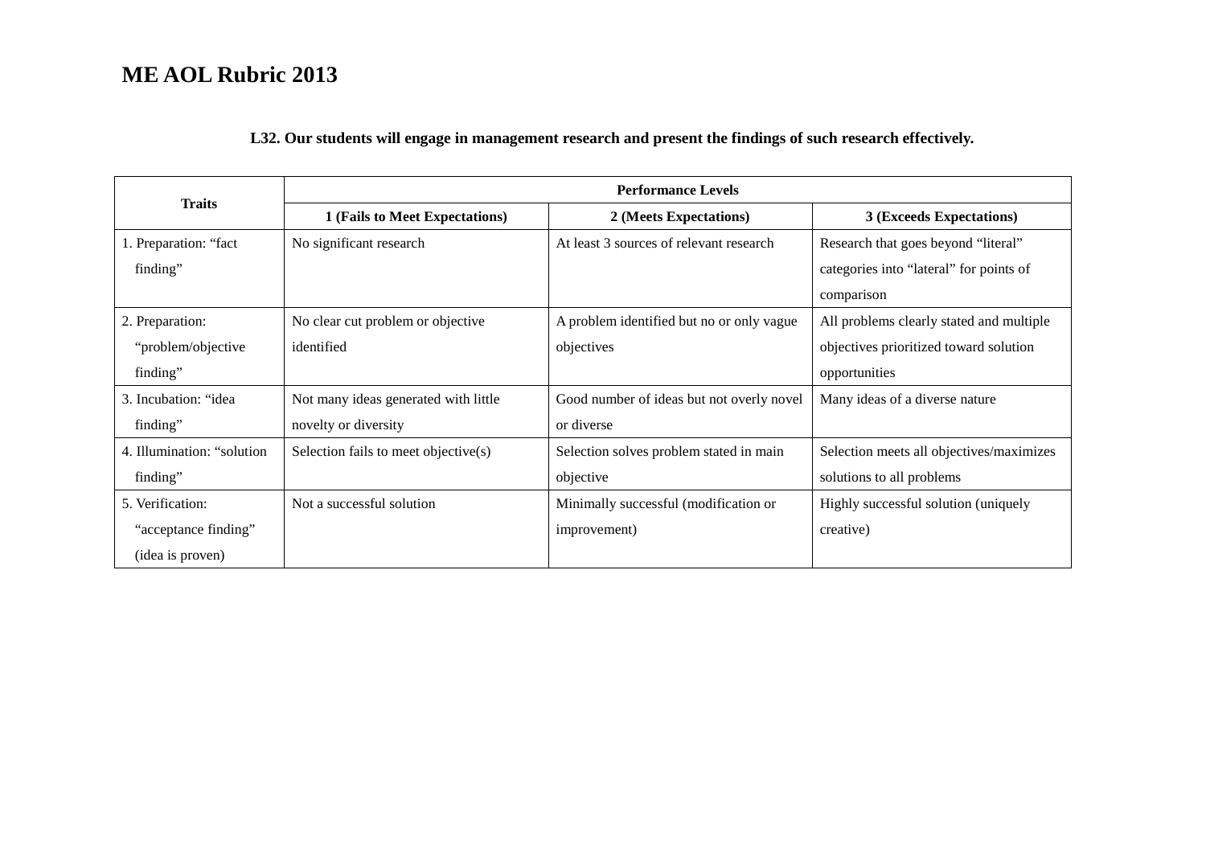# ME AOL Rubric 2013

**L32. Our students will engage in management research and present the findings of such research effectively.**

| Traits | Performance Levels | | |
|---|---|---|---|
| | **1 (Fails to Meet Expectations)** | **2 (Meets Expectations)** | **3 (Exceeds Expectations)** |
| 1. Preparation: "fact finding" | No significant research | At least 3 sources of relevant research | Research that goes beyond "literal" categories into "lateral" for points of comparison |
| 2. Preparation: "problem/objective finding" | No clear cut problem or objective identified | A problem identified but no or only vague objectives | All problems clearly stated and multiple objectives prioritized toward solution opportunities |
| 3. Incubation: "idea finding" | Not many ideas generated with little novelty or diversity | Good number of ideas but not overly novel or diverse | Many ideas of a diverse nature |
| 4. Illumination: "solution finding" | Selection fails to meet objective(s) | Selection solves problem stated in main objective | Selection meets all objectives/maximizes solutions to all problems |
| 5. Verification: "acceptance finding" (idea is proven) | Not a successful solution | Minimally successful (modification or improvement) | Highly successful solution (uniquely creative) |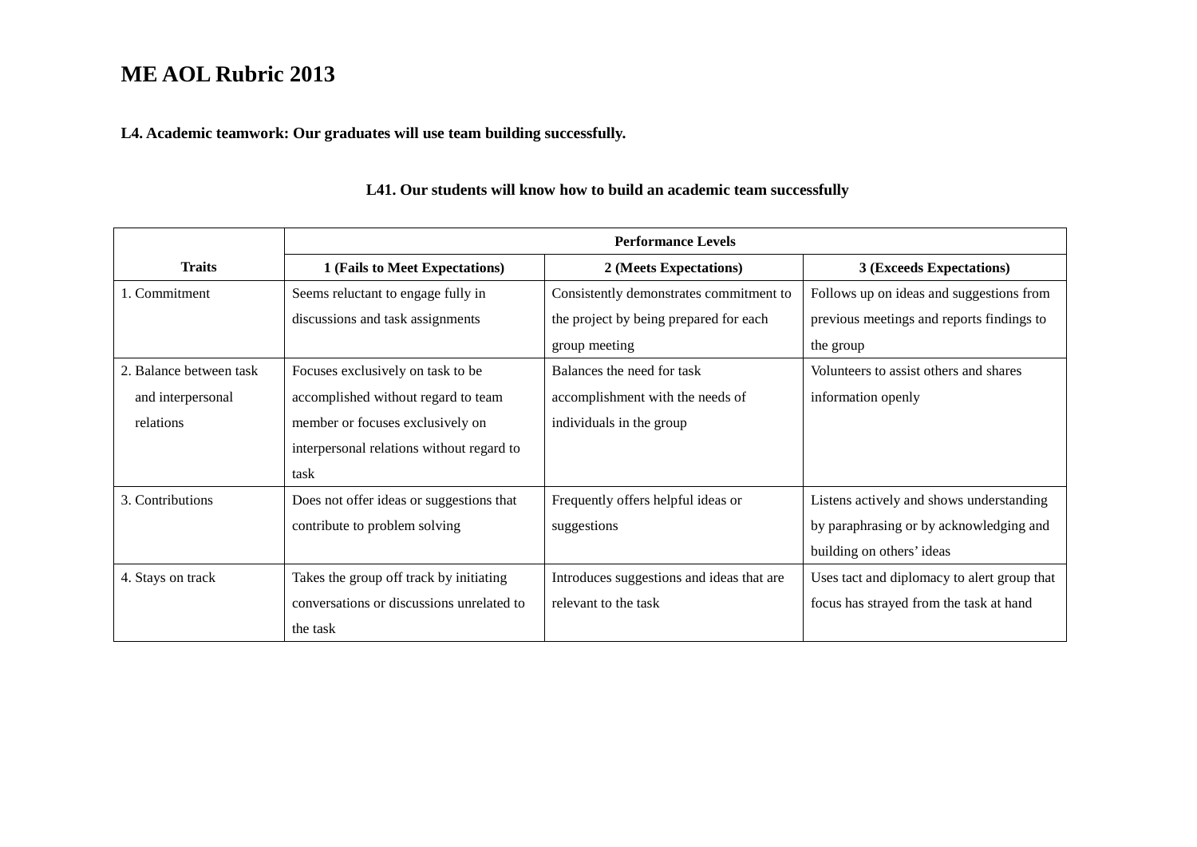# ME AOL Rubric 2013

**L4. Academic teamwork: Our graduates will use team building successfully.**

**L41. Our students will know how to build an academic team successfully**

| Traits | Performance Levels | | |
|---|---|---|---|
| | **1 (Fails to Meet Expectations)** | **2 (Meets Expectations)** | **3 (Exceeds Expectations)** |
| 1. Commitment | Seems reluctant to engage fully in discussions and task assignments | Consistently demonstrates commitment to the project by being prepared for each group meeting | Follows up on ideas and suggestions from previous meetings and reports findings to the group |
| 2. Balance between task and interpersonal relations | Focuses exclusively on task to be accomplished without regard to team member or focuses exclusively on interpersonal relations without regard to task | Balances the need for task accomplishment with the needs of individuals in the group | Volunteers to assist others and shares information openly |
| 3. Contributions | Does not offer ideas or suggestions that contribute to problem solving | Frequently offers helpful ideas or suggestions | Listens actively and shows understanding by paraphrasing or by acknowledging and building on others' ideas |
| 4. Stays on track | Takes the group off track by initiating conversations or discussions unrelated to the task | Introduces suggestions and ideas that are relevant to the task | Uses tact and diplomacy to alert group that focus has strayed from the task at hand |